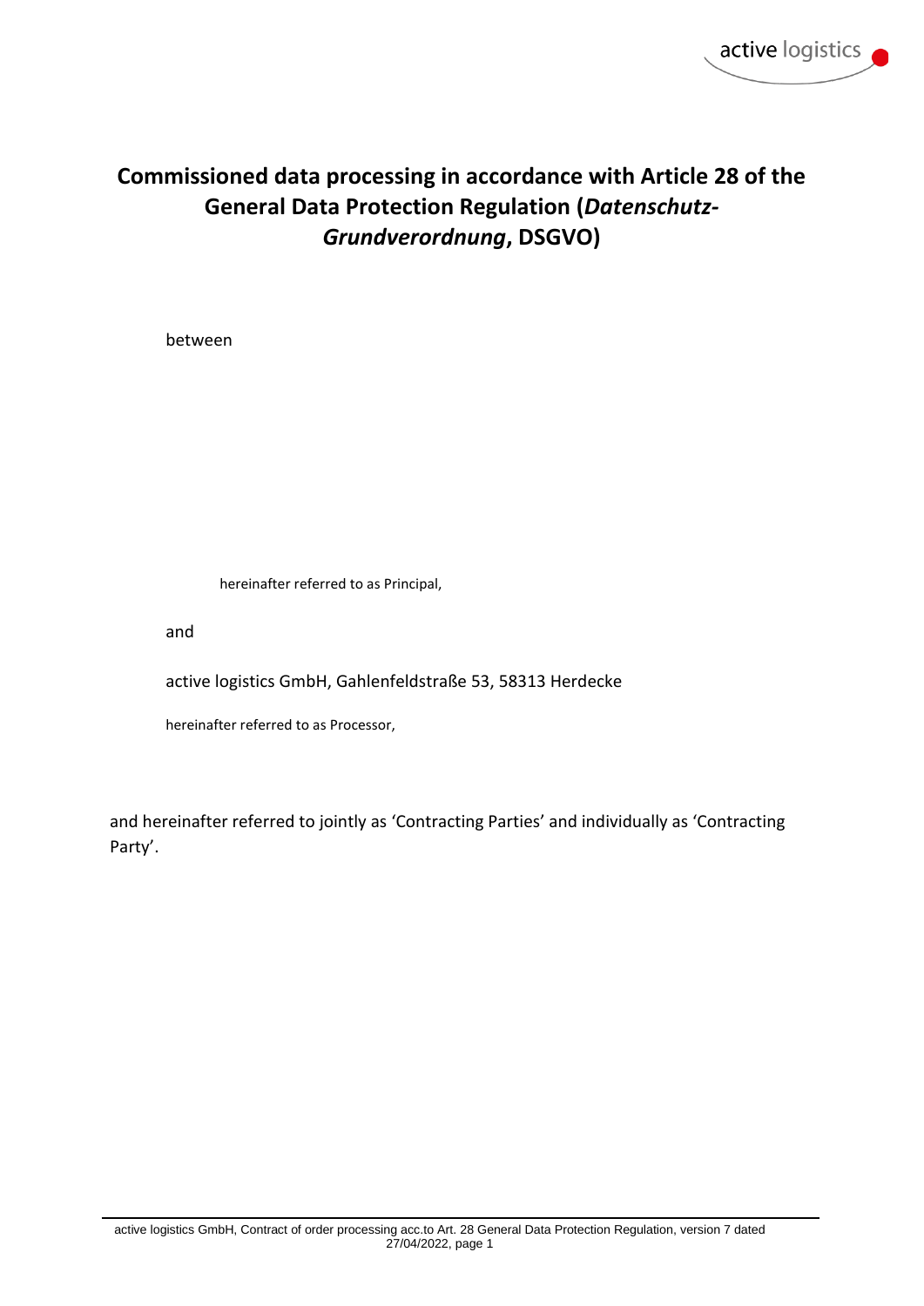# Commissioned data processing in accordance with Article 28 of the General Data Protection Regulation (*Datenschutz-Grundverordnung*, DSGVO)

between

hereinafter referred to as Principal,

and

active logistics GmbH, Gahlenfeldstraße 53, 58313 Herdecke

hereinafter referred to as Processor,

and hereinafter referred to jointly as 'Contracting Parties' and individually as 'Contracting Party'.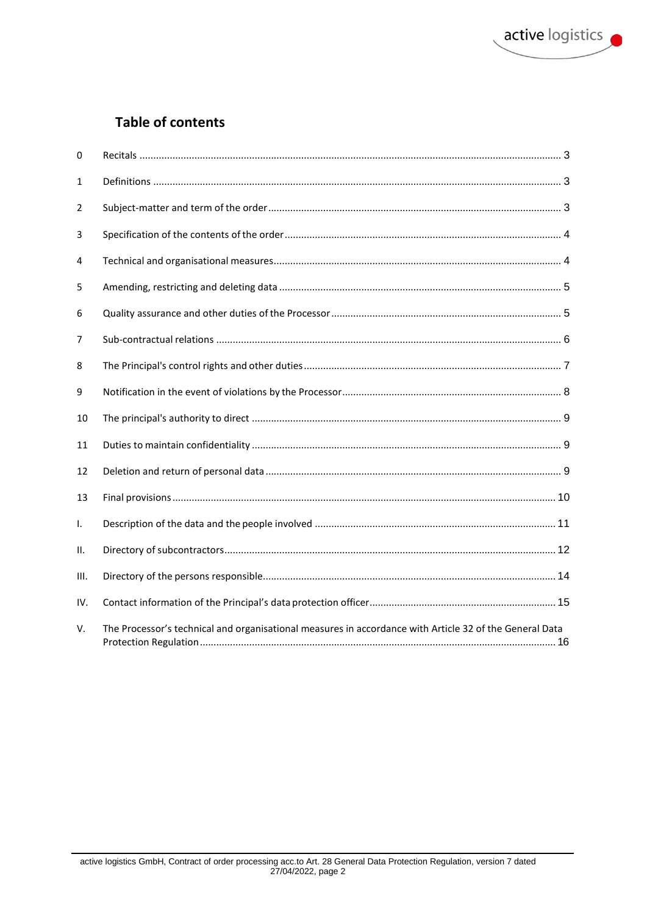## Table of contents

| | | |
|---|---|---|
| 0 | Recitals | 3 |
| 1 | Definitions | 3 |
| 2 | Subject-matter and term of the order | 3 |
| 3 | Specification of the contents of the order | 4 |
| 4 | Technical and organisational measures | 4 |
| 5 | Amending, restricting and deleting data | 5 |
| 6 | Quality assurance and other duties of the Processor | 5 |
| 7 | Sub-contractual relations | 6 |
| 8 | The Principal's control rights and other duties | 7 |
| 9 | Notification in the event of violations by the Processor | 8 |
| 10 | The principal's authority to direct | 9 |
| 11 | Duties to maintain confidentiality | 9 |
| 12 | Deletion and return of personal data | 9 |
| 13 | Final provisions | 10 |
| I. | Description of the data and the people involved | 11 |
| II. | Directory of subcontractors | 12 |
| III. | Directory of the persons responsible | 14 |
| IV. | Contact information of the Principal's data protection officer | 15 |
| V. | The Processor's technical and organisational measures in accordance with Article 32 of the General Data Protection Regulation | 16 |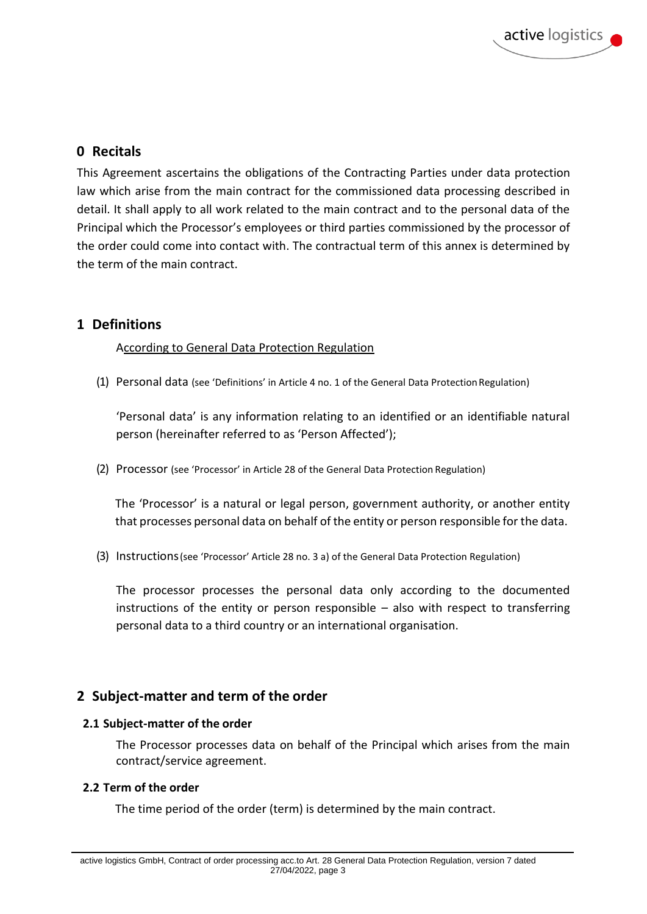# 0 Recitals

This Agreement ascertains the obligations of the Contracting Parties under data protection law which arise from the main contract for the commissioned data processing described in detail. It shall apply to all work related to the main contract and to the personal data of the Principal which the Processor's employees or third parties commissioned by the processor of the order could come into contact with. The contractual term of this annex is determined by the term of the main contract.

# 1 Definitions

According to General Data Protection Regulation

(1) Personal data (see 'Definitions' in Article 4 no. 1 of the General Data Protection Regulation)

'Personal data' is any information relating to an identified or an identifiable natural person (hereinafter referred to as 'Person Affected');

(2) Processor (see 'Processor' in Article 28 of the General Data Protection Regulation)

The 'Processor' is a natural or legal person, government authority, or another entity that processes personal data on behalf of the entity or person responsible for the data.

(3) Instructions (see 'Processor' Article 28 no. 3 a) of the General Data Protection Regulation)

The processor processes the personal data only according to the documented instructions of the entity or person responsible – also with respect to transferring personal data to a third country or an international organisation.

# 2 Subject-matter and term of the order

## 2.1 Subject-matter of the order

The Processor processes data on behalf of the Principal which arises from the main contract/service agreement.

## 2.2 Term of the order

The time period of the order (term) is determined by the main contract.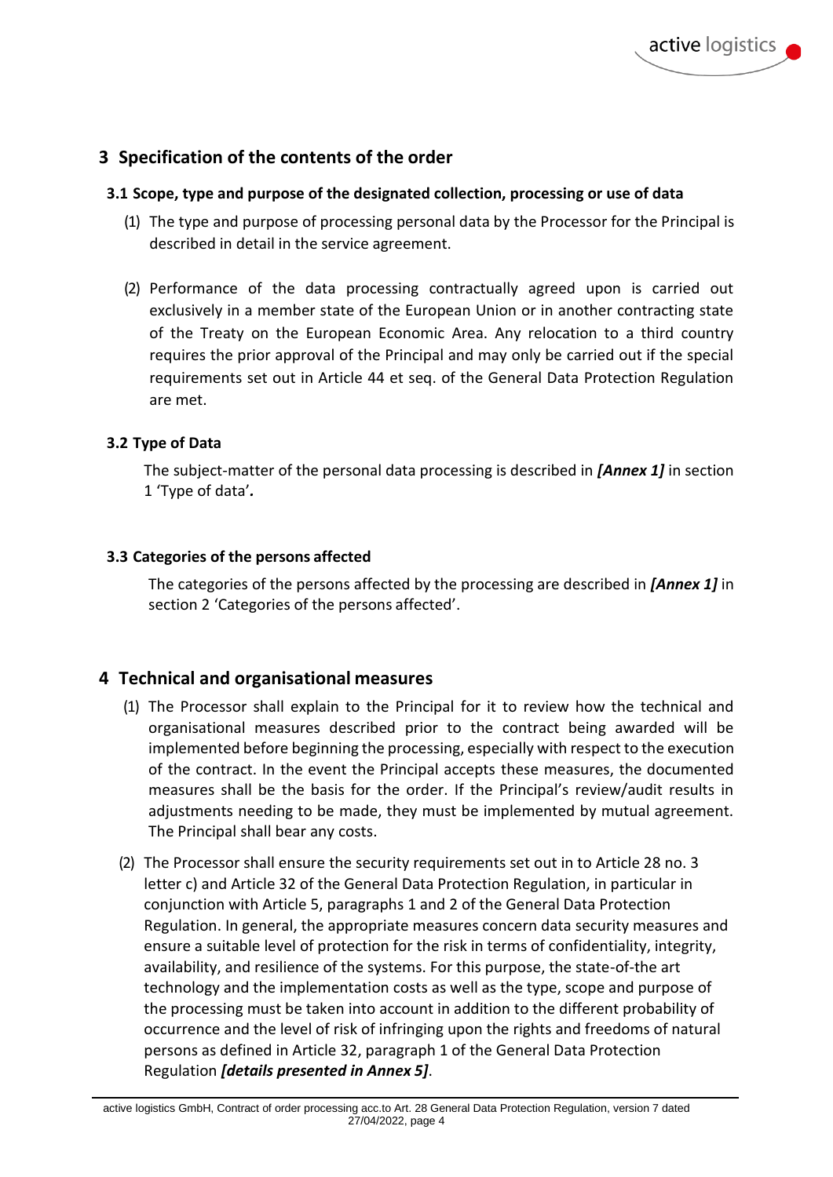## 3 Specification of the contents of the order

### 3.1 Scope, type and purpose of the designated collection, processing or use of data

(1) The type and purpose of processing personal data by the Processor for the Principal is described in detail in the service agreement.

(2) Performance of the data processing contractually agreed upon is carried out exclusively in a member state of the European Union or in another contracting state of the Treaty on the European Economic Area. Any relocation to a third country requires the prior approval of the Principal and may only be carried out if the special requirements set out in Article 44 et seq. of the General Data Protection Regulation are met.

### 3.2 Type of Data

The subject-matter of the personal data processing is described in ***[Annex 1]*** in section 1 'Type of data'**.**

### 3.3 Categories of the persons affected

The categories of the persons affected by the processing are described in ***[Annex 1]*** in section 2 'Categories of the persons affected'.

## 4 Technical and organisational measures

(1) The Processor shall explain to the Principal for it to review how the technical and organisational measures described prior to the contract being awarded will be implemented before beginning the processing, especially with respect to the execution of the contract. In the event the Principal accepts these measures, the documented measures shall be the basis for the order. If the Principal's review/audit results in adjustments needing to be made, they must be implemented by mutual agreement. The Principal shall bear any costs.

(2) The Processor shall ensure the security requirements set out in to Article 28 no. 3 letter c) and Article 32 of the General Data Protection Regulation, in particular in conjunction with Article 5, paragraphs 1 and 2 of the General Data Protection Regulation. In general, the appropriate measures concern data security measures and ensure a suitable level of protection for the risk in terms of confidentiality, integrity, availability, and resilience of the systems. For this purpose, the state-of-the art technology and the implementation costs as well as the type, scope and purpose of the processing must be taken into account in addition to the different probability of occurrence and the level of risk of infringing upon the rights and freedoms of natural persons as defined in Article 32, paragraph 1 of the General Data Protection Regulation ***[details presented in Annex 5]***.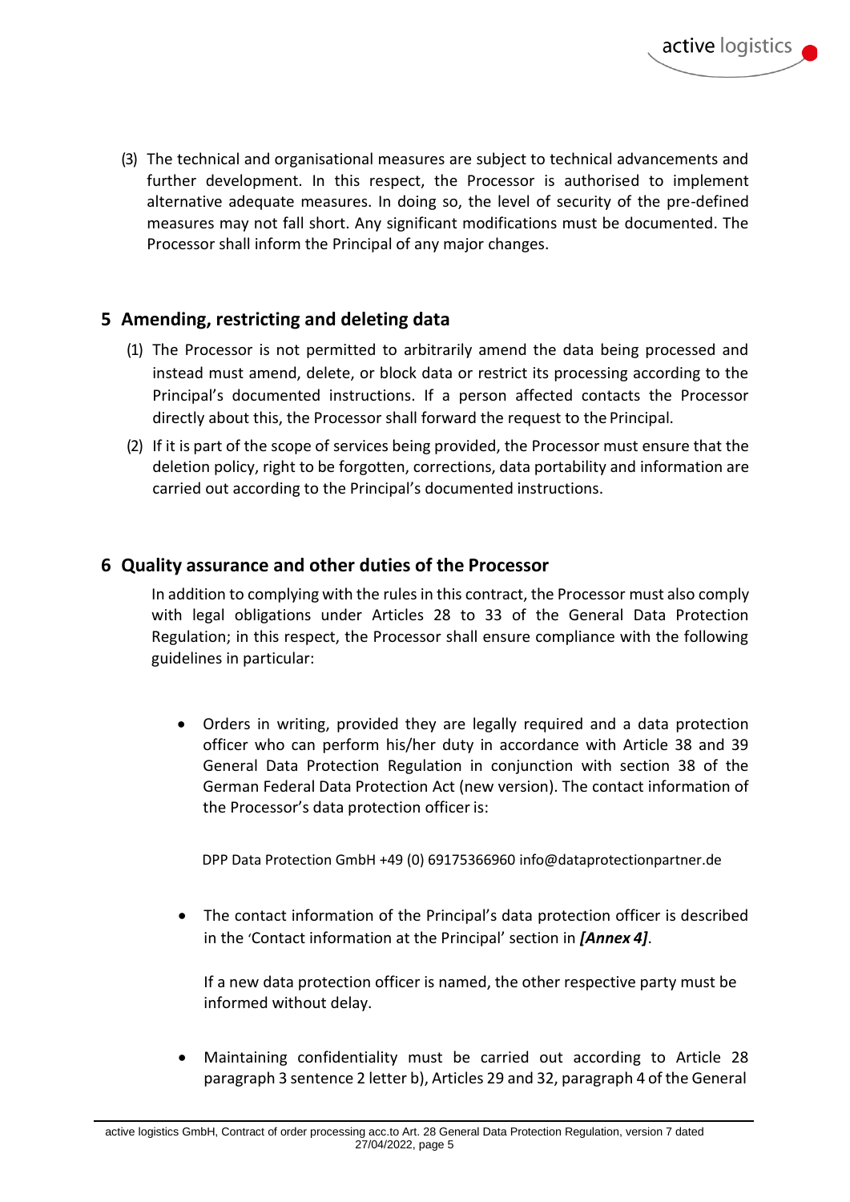(3) The technical and organisational measures are subject to technical advancements and further development. In this respect, the Processor is authorised to implement alternative adequate measures. In doing so, the level of security of the pre-defined measures may not fall short. Any significant modifications must be documented. The Processor shall inform the Principal of any major changes.

## 5 Amending, restricting and deleting data

(1) The Processor is not permitted to arbitrarily amend the data being processed and instead must amend, delete, or block data or restrict its processing according to the Principal's documented instructions. If a person affected contacts the Processor directly about this, the Processor shall forward the request to the Principal.

(2) If it is part of the scope of services being provided, the Processor must ensure that the deletion policy, right to be forgotten, corrections, data portability and information are carried out according to the Principal's documented instructions.

## 6 Quality assurance and other duties of the Processor

In addition to complying with the rules in this contract, the Processor must also comply with legal obligations under Articles 28 to 33 of the General Data Protection Regulation; in this respect, the Processor shall ensure compliance with the following guidelines in particular:

- Orders in writing, provided they are legally required and a data protection officer who can perform his/her duty in accordance with Article 38 and 39 General Data Protection Regulation in conjunction with section 38 of the German Federal Data Protection Act (new version). The contact information of the Processor's data protection officer is:

  DPP Data Protection GmbH +49 (0) 69175366960 info@dataprotectionpartner.de

- The contact information of the Principal's data protection officer is described in the 'Contact information at the Principal' section in ***[Annex 4]***.

  If a new data protection officer is named, the other respective party must be informed without delay.

- Maintaining confidentiality must be carried out according to Article 28 paragraph 3 sentence 2 letter b), Articles 29 and 32, paragraph 4 of the General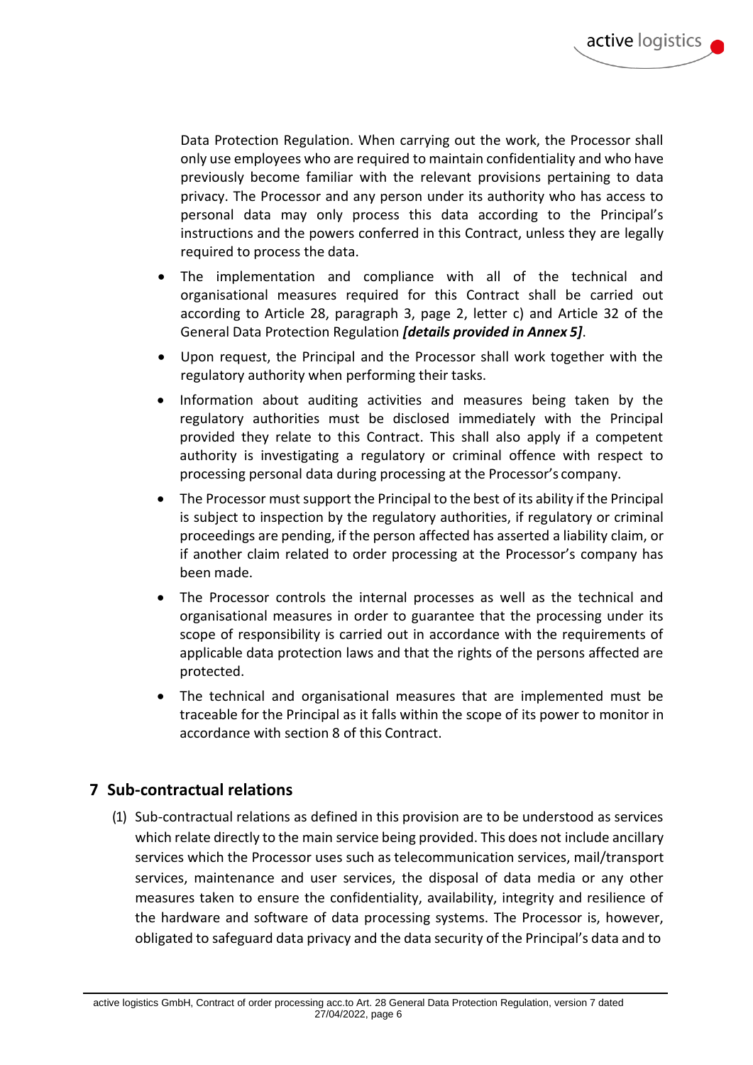Data Protection Regulation. When carrying out the work, the Processor shall only use employees who are required to maintain confidentiality and who have previously become familiar with the relevant provisions pertaining to data privacy. The Processor and any person under its authority who has access to personal data may only process this data according to the Principal's instructions and the powers conferred in this Contract, unless they are legally required to process the data.

- The implementation and compliance with all of the technical and organisational measures required for this Contract shall be carried out according to Article 28, paragraph 3, page 2, letter c) and Article 32 of the General Data Protection Regulation ***[details provided in Annex 5]***.
- Upon request, the Principal and the Processor shall work together with the regulatory authority when performing their tasks.
- Information about auditing activities and measures being taken by the regulatory authorities must be disclosed immediately with the Principal provided they relate to this Contract. This shall also apply if a competent authority is investigating a regulatory or criminal offence with respect to processing personal data during processing at the Processor's company.
- The Processor must support the Principal to the best of its ability if the Principal is subject to inspection by the regulatory authorities, if regulatory or criminal proceedings are pending, if the person affected has asserted a liability claim, or if another claim related to order processing at the Processor's company has been made.
- The Processor controls the internal processes as well as the technical and organisational measures in order to guarantee that the processing under its scope of responsibility is carried out in accordance with the requirements of applicable data protection laws and that the rights of the persons affected are protected.
- The technical and organisational measures that are implemented must be traceable for the Principal as it falls within the scope of its power to monitor in accordance with section 8 of this Contract.

## 7 Sub-contractual relations

(1) Sub-contractual relations as defined in this provision are to be understood as services which relate directly to the main service being provided. This does not include ancillary services which the Processor uses such as telecommunication services, mail/transport services, maintenance and user services, the disposal of data media or any other measures taken to ensure the confidentiality, availability, integrity and resilience of the hardware and software of data processing systems. The Processor is, however, obligated to safeguard data privacy and the data security of the Principal's data and to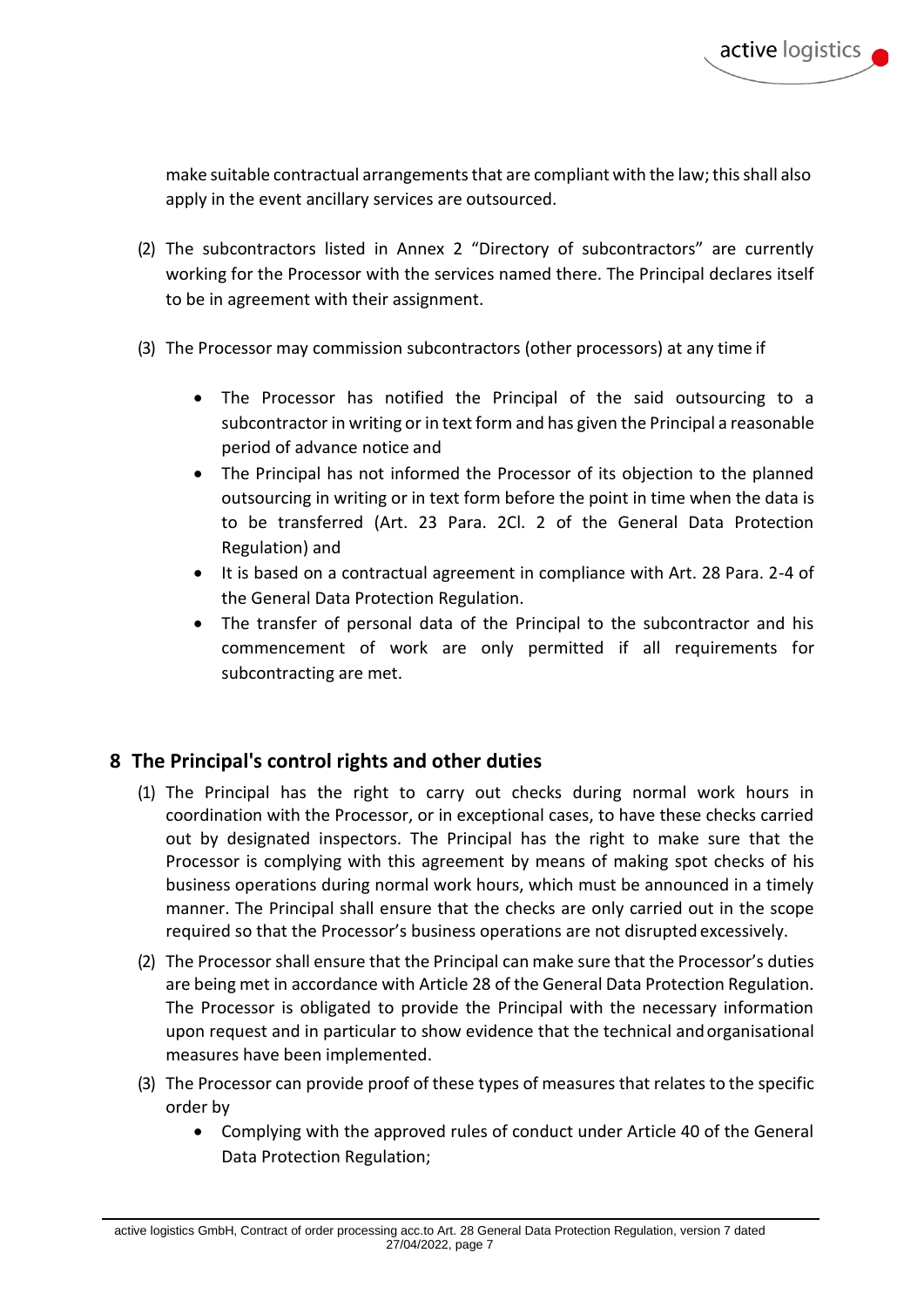make suitable contractual arrangements that are compliant with the law; this shall also apply in the event ancillary services are outsourced.

(2) The subcontractors listed in Annex 2 "Directory of subcontractors" are currently working for the Processor with the services named there. The Principal declares itself to be in agreement with their assignment.

(3) The Processor may commission subcontractors (other processors) at any time if

- The Processor has notified the Principal of the said outsourcing to a subcontractor in writing or in text form and has given the Principal a reasonable period of advance notice and
- The Principal has not informed the Processor of its objection to the planned outsourcing in writing or in text form before the point in time when the data is to be transferred (Art. 23 Para. 2Cl. 2 of the General Data Protection Regulation) and
- It is based on a contractual agreement in compliance with Art. 28 Para. 2-4 of the General Data Protection Regulation.
- The transfer of personal data of the Principal to the subcontractor and his commencement of work are only permitted if all requirements for subcontracting are met.

## 8 The Principal's control rights and other duties

(1) The Principal has the right to carry out checks during normal work hours in coordination with the Processor, or in exceptional cases, to have these checks carried out by designated inspectors. The Principal has the right to make sure that the Processor is complying with this agreement by means of making spot checks of his business operations during normal work hours, which must be announced in a timely manner. The Principal shall ensure that the checks are only carried out in the scope required so that the Processor's business operations are not disrupted excessively.

(2) The Processor shall ensure that the Principal can make sure that the Processor's duties are being met in accordance with Article 28 of the General Data Protection Regulation. The Processor is obligated to provide the Principal with the necessary information upon request and in particular to show evidence that the technical and organisational measures have been implemented.

(3) The Processor can provide proof of these types of measures that relates to the specific order by

- Complying with the approved rules of conduct under Article 40 of the General Data Protection Regulation;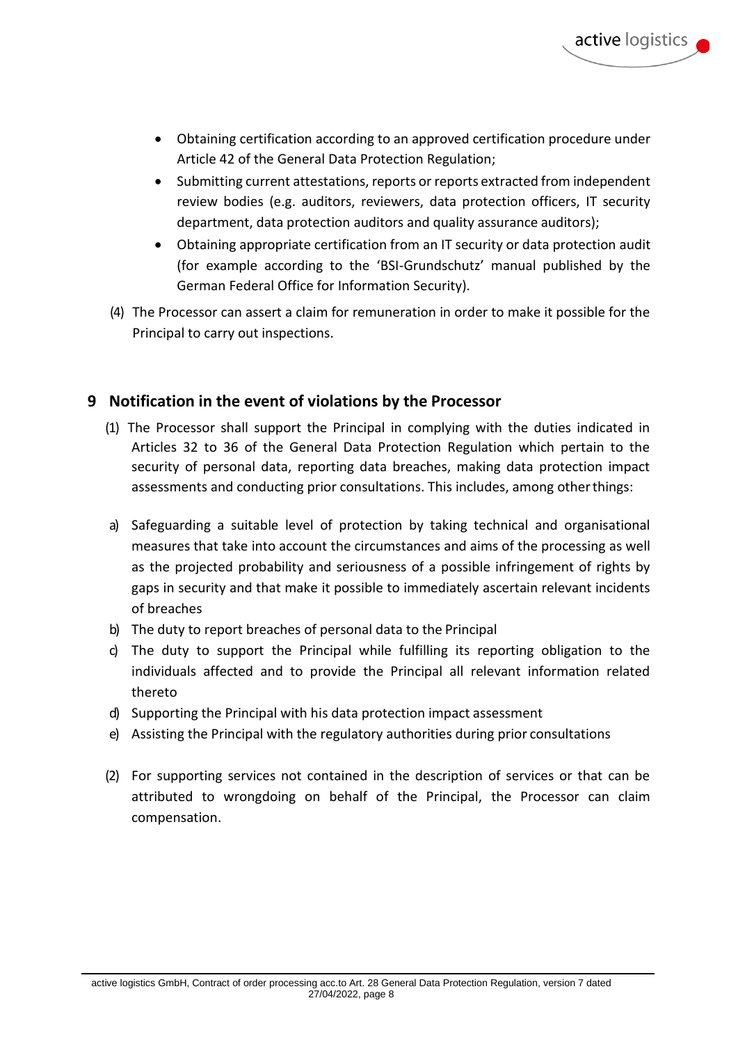- Obtaining certification according to an approved certification procedure under Article 42 of the General Data Protection Regulation;
- Submitting current attestations, reports or reports extracted from independent review bodies (e.g. auditors, reviewers, data protection officers, IT security department, data protection auditors and quality assurance auditors);
- Obtaining appropriate certification from an IT security or data protection audit (for example according to the 'BSI-Grundschutz' manual published by the German Federal Office for Information Security).

(4) The Processor can assert a claim for remuneration in order to make it possible for the Principal to carry out inspections.

## 9 Notification in the event of violations by the Processor

(1) The Processor shall support the Principal in complying with the duties indicated in Articles 32 to 36 of the General Data Protection Regulation which pertain to the security of personal data, reporting data breaches, making data protection impact assessments and conducting prior consultations. This includes, among other things:

a) Safeguarding a suitable level of protection by taking technical and organisational measures that take into account the circumstances and aims of the processing as well as the projected probability and seriousness of a possible infringement of rights by gaps in security and that make it possible to immediately ascertain relevant incidents of breaches

b) The duty to report breaches of personal data to the Principal

c) The duty to support the Principal while fulfilling its reporting obligation to the individuals affected and to provide the Principal all relevant information related thereto

d) Supporting the Principal with his data protection impact assessment

e) Assisting the Principal with the regulatory authorities during prior consultations

(2) For supporting services not contained in the description of services or that can be attributed to wrongdoing on behalf of the Principal, the Processor can claim compensation.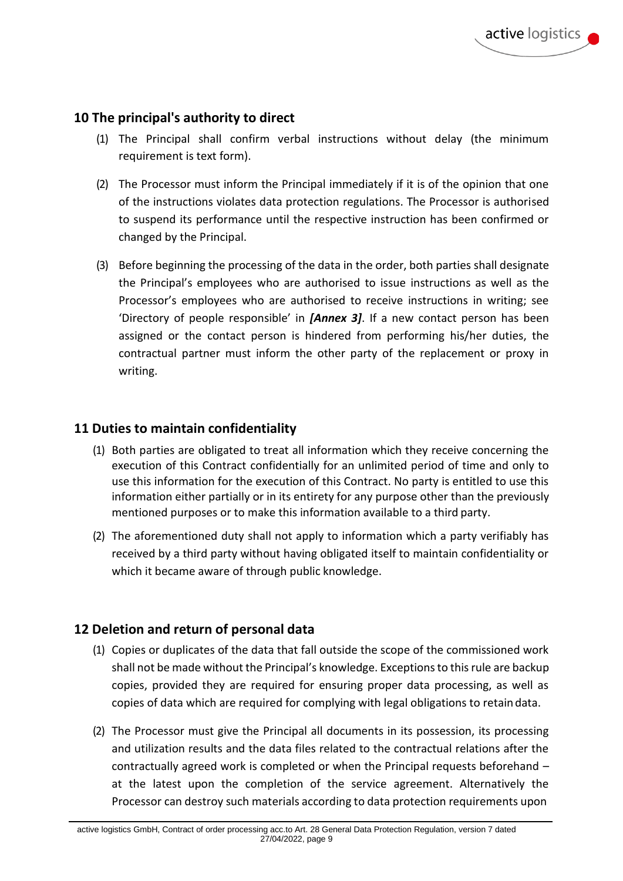## 10 The principal's authority to direct

(1) The Principal shall confirm verbal instructions without delay (the minimum requirement is text form).

(2) The Processor must inform the Principal immediately if it is of the opinion that one of the instructions violates data protection regulations. The Processor is authorised to suspend its performance until the respective instruction has been confirmed or changed by the Principal.

(3) Before beginning the processing of the data in the order, both parties shall designate the Principal's employees who are authorised to issue instructions as well as the Processor's employees who are authorised to receive instructions in writing; see 'Directory of people responsible' in ***[Annex 3]***. If a new contact person has been assigned or the contact person is hindered from performing his/her duties, the contractual partner must inform the other party of the replacement or proxy in writing.

## 11 Duties to maintain confidentiality

(1) Both parties are obligated to treat all information which they receive concerning the execution of this Contract confidentially for an unlimited period of time and only to use this information for the execution of this Contract. No party is entitled to use this information either partially or in its entirety for any purpose other than the previously mentioned purposes or to make this information available to a third party.

(2) The aforementioned duty shall not apply to information which a party verifiably has received by a third party without having obligated itself to maintain confidentiality or which it became aware of through public knowledge.

## 12 Deletion and return of personal data

(1) Copies or duplicates of the data that fall outside the scope of the commissioned work shall not be made without the Principal's knowledge. Exceptions to this rule are backup copies, provided they are required for ensuring proper data processing, as well as copies of data which are required for complying with legal obligations to retain data.

(2) The Processor must give the Principal all documents in its possession, its processing and utilization results and the data files related to the contractual relations after the contractually agreed work is completed or when the Principal requests beforehand – at the latest upon the completion of the service agreement. Alternatively the Processor can destroy such materials according to data protection requirements upon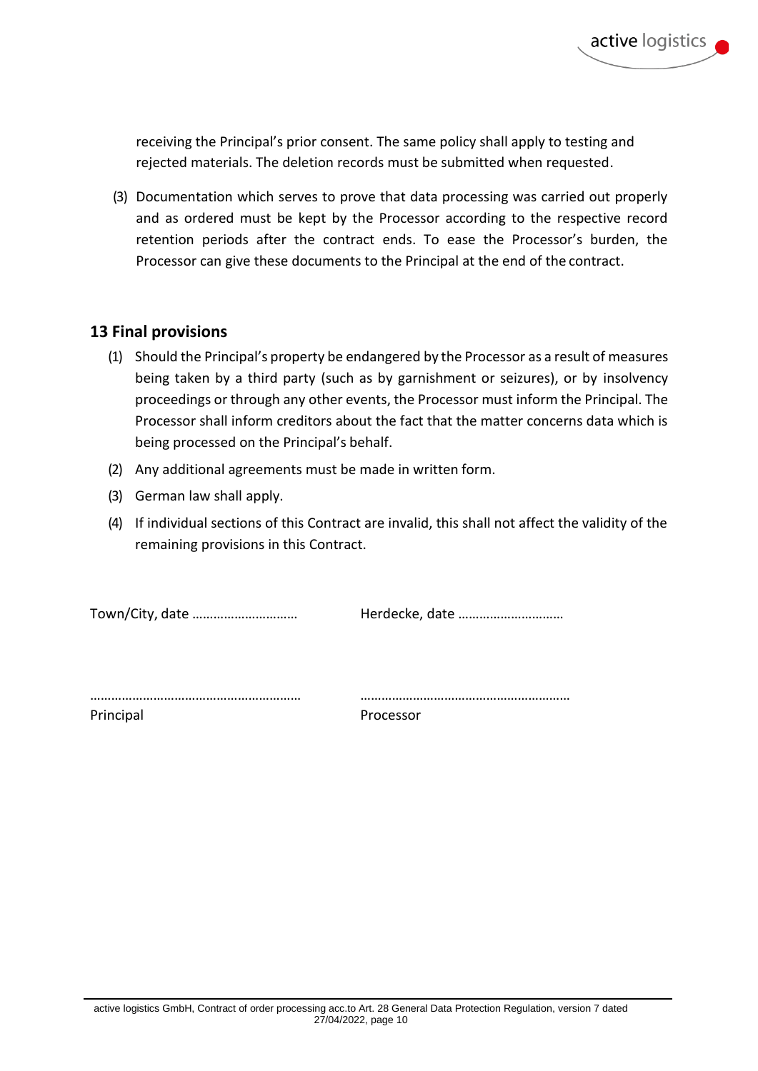receiving the Principal's prior consent. The same policy shall apply to testing and rejected materials. The deletion records must be submitted when requested.

(3) Documentation which serves to prove that data processing was carried out properly and as ordered must be kept by the Processor according to the respective record retention periods after the contract ends. To ease the Processor's burden, the Processor can give these documents to the Principal at the end of the contract.

## 13 Final provisions

(1) Should the Principal's property be endangered by the Processor as a result of measures being taken by a third party (such as by garnishment or seizures), or by insolvency proceedings or through any other events, the Processor must inform the Principal. The Processor shall inform creditors about the fact that the matter concerns data which is being processed on the Principal's behalf.

(2) Any additional agreements must be made in written form.

(3) German law shall apply.

(4) If individual sections of this Contract are invalid, this shall not affect the validity of the remaining provisions in this Contract.

Town/City, date ………………………… Herdecke, date …………………………

…………………………………………………… ……………………………………………………
Principal Processor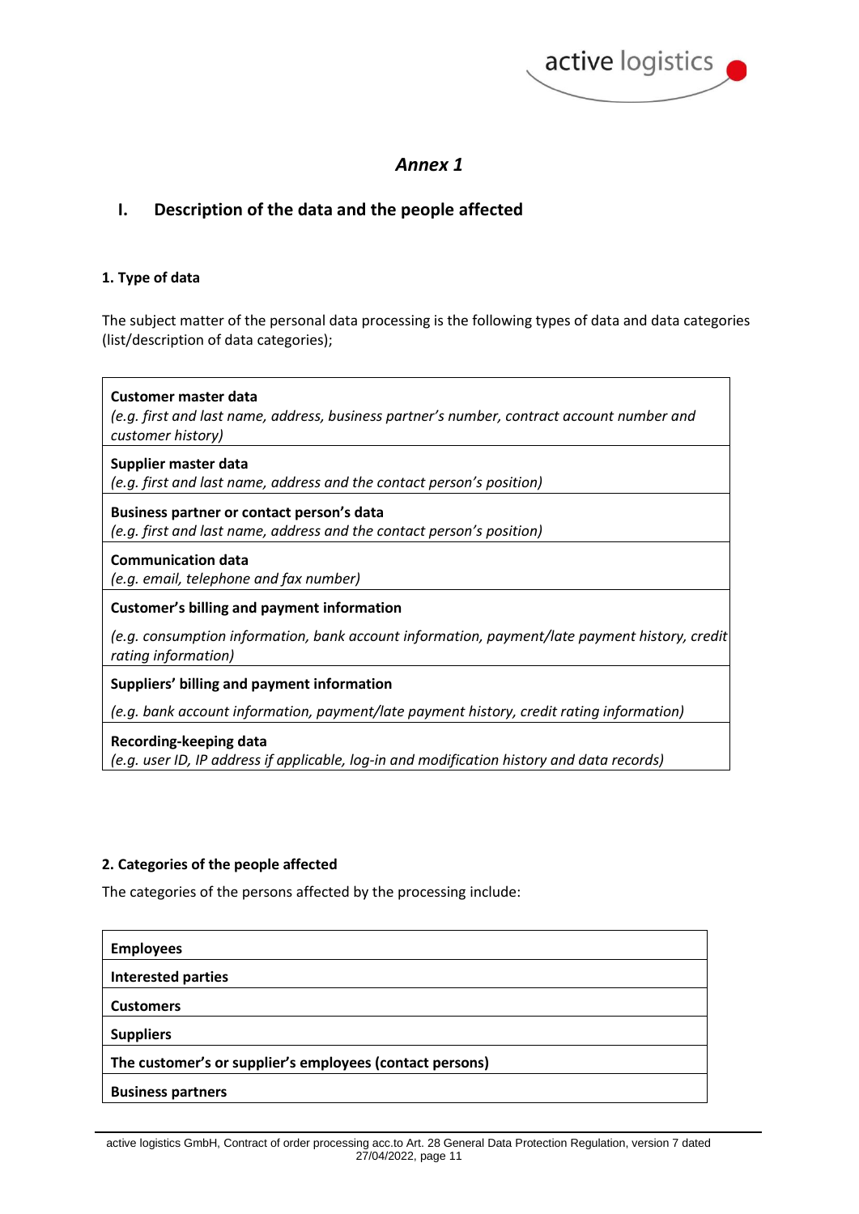## *Annex 1*

## I. Description of the data and the people affected

### 1. Type of data

The subject matter of the personal data processing is the following types of data and data categories (list/description of data categories);

| |
|---|
| **Customer master data**<br>*(e.g. first and last name, address, business partner's number, contract account number and customer history)* |
| **Supplier master data**<br>*(e.g. first and last name, address and the contact person's position)* |
| **Business partner or contact person's data**<br>*(e.g. first and last name, address and the contact person's position)* |
| **Communication data**<br>*(e.g. email, telephone and fax number)* |
| **Customer's billing and payment information**<br>*(e.g. consumption information, bank account information, payment/late payment history, credit rating information)* |
| **Suppliers' billing and payment information**<br>*(e.g. bank account information, payment/late payment history, credit rating information)* |
| **Recording-keeping data**<br>*(e.g. user ID, IP address if applicable, log-in and modification history and data records)* |

### 2. Categories of the people affected

The categories of the persons affected by the processing include:

| |
|---|
| **Employees** |
| **Interested parties** |
| **Customers** |
| **Suppliers** |
| **The customer's or supplier's employees (contact persons)** |
| **Business partners** |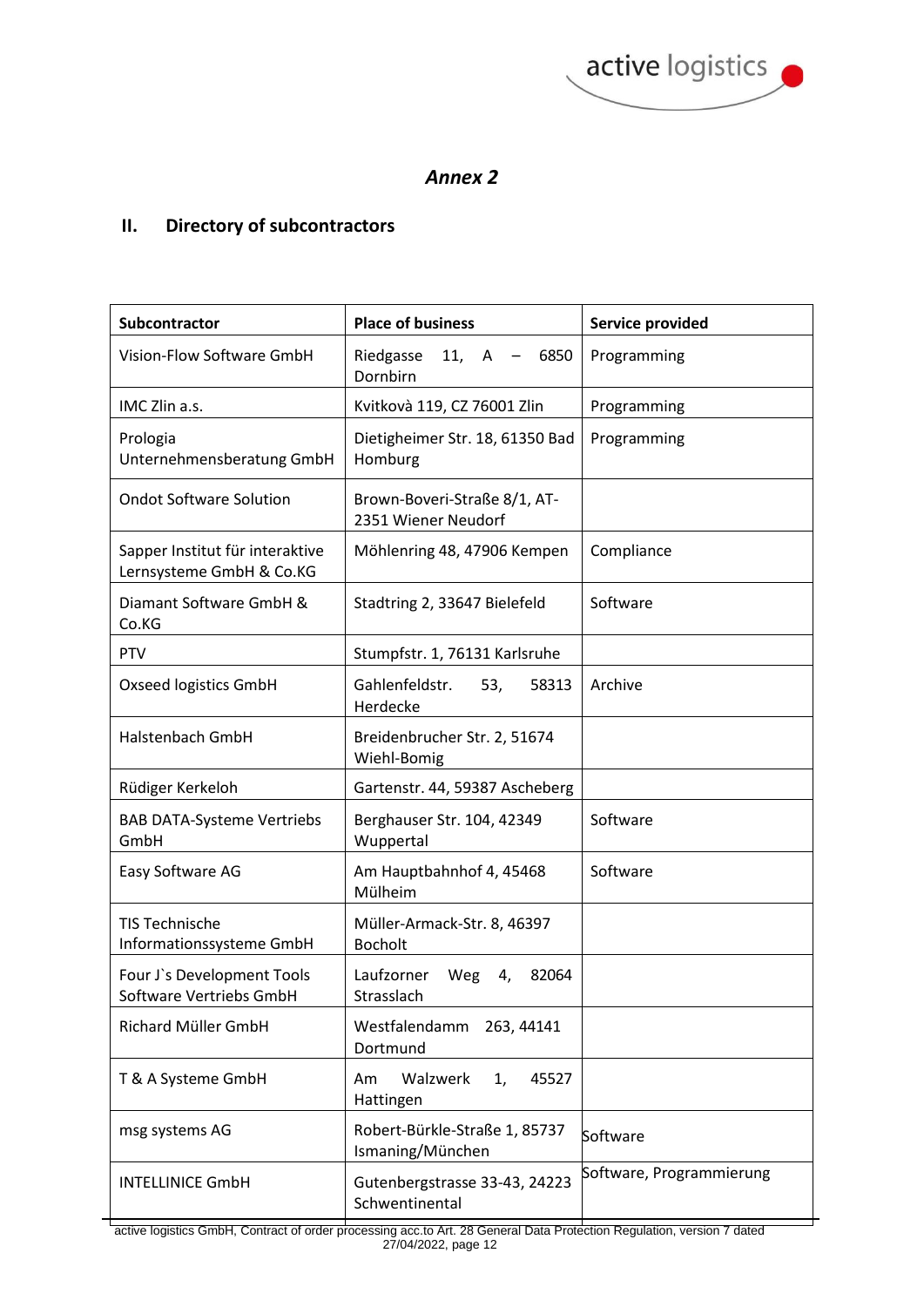*Annex 2*

## II. Directory of subcontractors

| Subcontractor | Place of business | Service provided |
|---|---|---|
| Vision-Flow Software GmbH | Riedgasse 11, A – 6850 Dornbirn | Programming |
| IMC Zlin a.s. | Kvitkovà 119, CZ 76001 Zlin | Programming |
| Prologia Unternehmensberatung GmbH | Dietigheimer Str. 18, 61350 Bad Homburg | Programming |
| Ondot Software Solution | Brown-Boveri-Straße 8/1, AT-2351 Wiener Neudorf | |
| Sapper Institut für interaktive Lernsysteme GmbH & Co.KG | Möhlenring 48, 47906 Kempen | Compliance |
| Diamant Software GmbH & Co.KG | Stadtring 2, 33647 Bielefeld | Software |
| PTV | Stumpfstr. 1, 76131 Karlsruhe | |
| Oxseed logistics GmbH | Gahlenfeldstr. 53, 58313 Herdecke | Archive |
| Halstenbach GmbH | Breidenbrucher Str. 2, 51674 Wiehl-Bomig | |
| Rüdiger Kerkeloh | Gartenstr. 44, 59387 Ascheberg | |
| BAB DATA-Systeme Vertriebs GmbH | Berghauser Str. 104, 42349 Wuppertal | Software |
| Easy Software AG | Am Hauptbahnhof 4, 45468 Mülheim | Software |
| TIS Technische Informationssysteme GmbH | Müller-Armack-Str. 8, 46397 Bocholt | |
| Four J`s Development Tools Software Vertriebs GmbH | Laufzorner Weg 4, 82064 Strasslach | |
| Richard Müller GmbH | Westfalendamm 263, 44141 Dortmund | |
| T & A Systeme GmbH | Am Walzwerk 1, 45527 Hattingen | |
| msg systems AG | Robert-Bürkle-Straße 1, 85737 Ismaning/München | Software |
| INTELLINICE GmbH | Gutenbergstrasse 33-43, 24223 Schwentinental | Software, Programmierung |

active logistics GmbH, Contract of order processing acc.to Art. 28 General Data Protection Regulation, version 7 dated 27/04/2022, page 12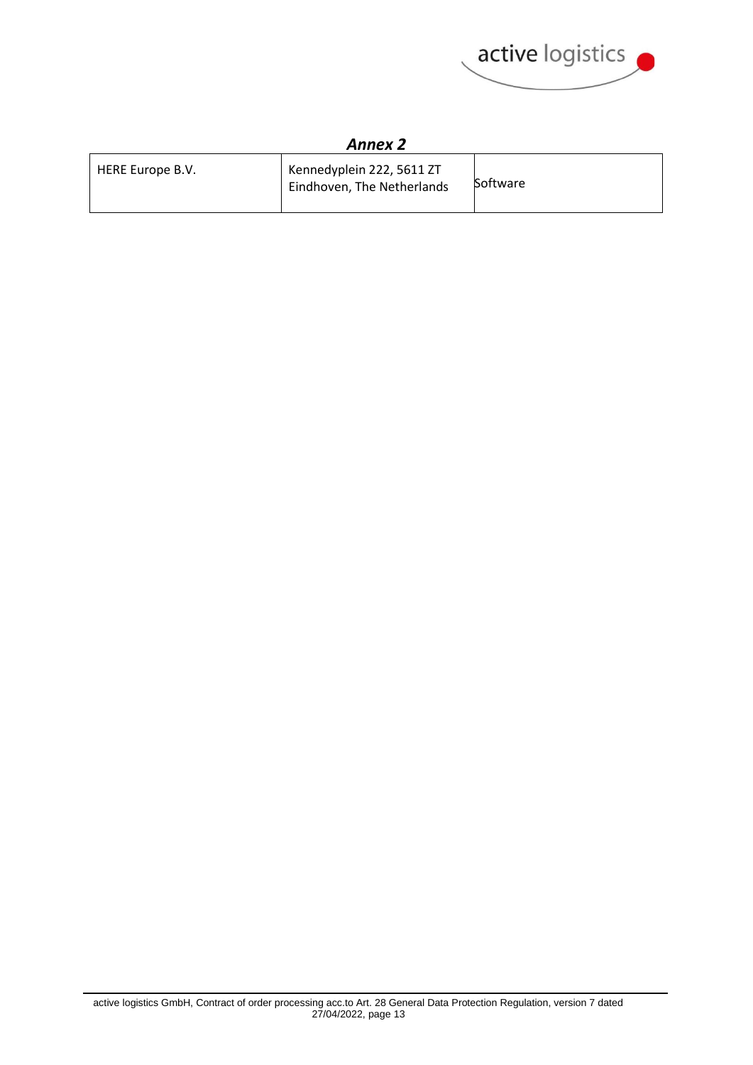## *Annex 2*

| | | |
|---|---|---|
| HERE Europe B.V. | Kennedyplein 222, 5611 ZT Eindhoven, The Netherlands | Software |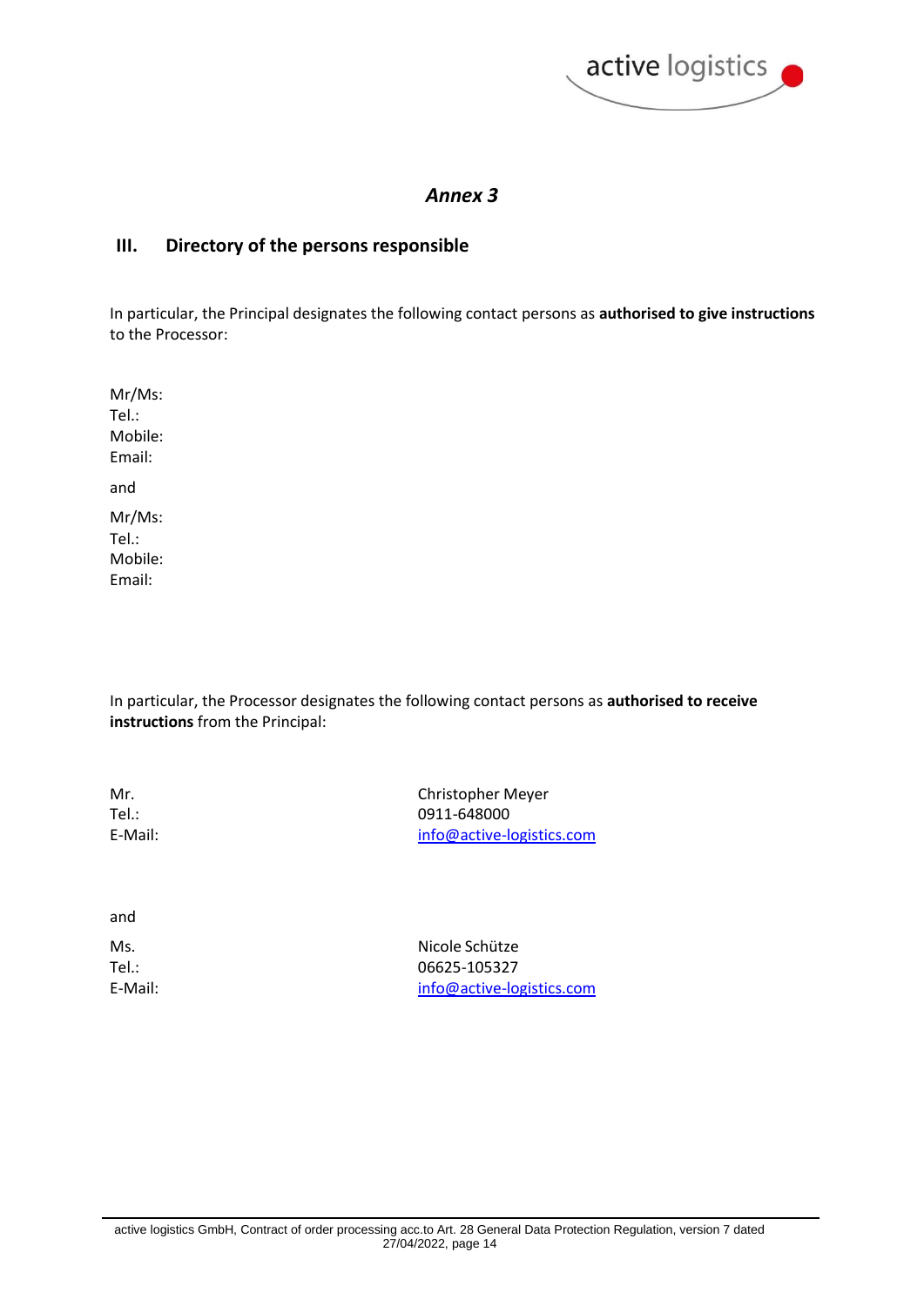# *Annex 3*

## III. Directory of the persons responsible

In particular, the Principal designates the following contact persons as **authorised to give instructions** to the Processor:

Mr/Ms:
Tel.:
Mobile:
Email:

and

Mr/Ms:
Tel.:
Mobile:
Email:

In particular, the Processor designates the following contact persons as **authorised to receive instructions** from the Principal:

| | |
|---|---|
| Mr. | Christopher Meyer |
| Tel.: | 0911-648000 |
| E-Mail: | info@active-logistics.com |

and

| | |
|---|---|
| Ms. | Nicole Schütze |
| Tel.: | 06625-105327 |
| E-Mail: | info@active-logistics.com |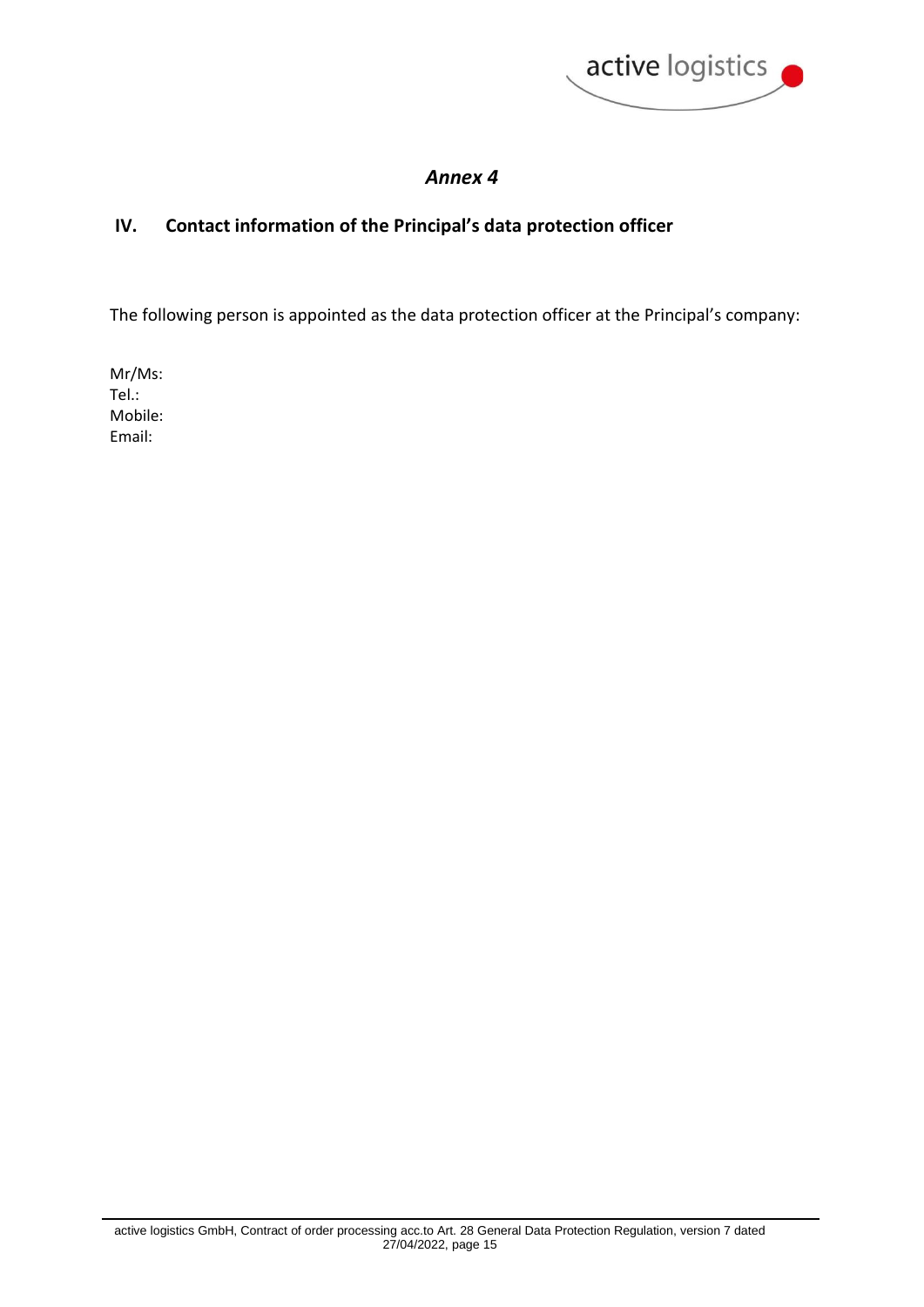*Annex 4*

## IV. Contact information of the Principal's data protection officer

The following person is appointed as the data protection officer at the Principal's company:

Mr/Ms:
Tel.:
Mobile:
Email: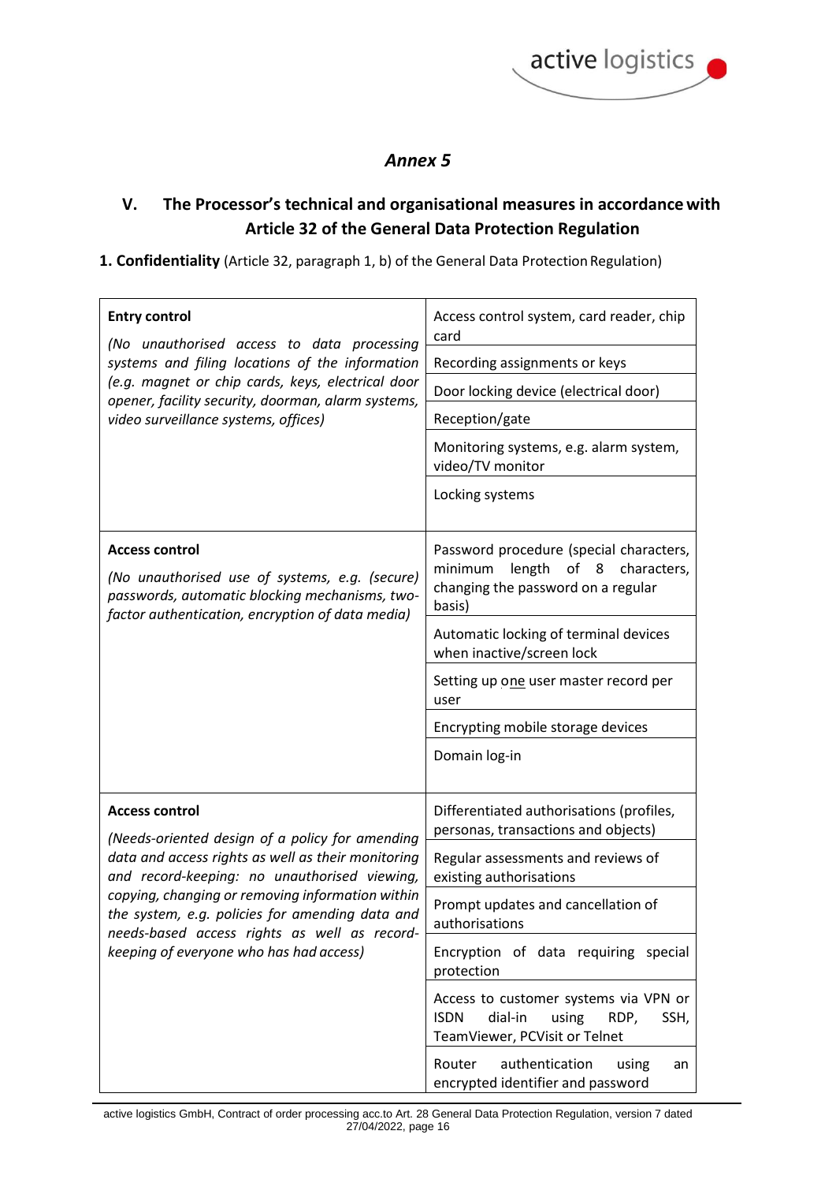## *Annex 5*

## V. The Processor's technical and organisational measures in accordance with Article 32 of the General Data Protection Regulation

**1. Confidentiality** (Article 32, paragraph 1, b) of the General Data Protection Regulation)

| | |
|---|---|
| **Entry control**<br>*(No unauthorised access to data processing systems and filing locations of the information (e.g. magnet or chip cards, keys, electrical door opener, facility security, doorman, alarm systems, video surveillance systems, offices)* | Access control system, card reader, chip card |
| | Recording assignments or keys |
| | Door locking device (electrical door) |
| | Reception/gate |
| | Monitoring systems, e.g. alarm system, video/TV monitor |
| | Locking systems |
| **Access control**<br>*(No unauthorised use of systems, e.g. (secure) passwords, automatic blocking mechanisms, two-factor authentication, encryption of data media)* | Password procedure (special characters, minimum length of 8 characters, changing the password on a regular basis) |
| | Automatic locking of terminal devices when inactive/screen lock |
| | Setting up one user master record per user |
| | Encrypting mobile storage devices |
| | Domain log-in |
| **Access control**<br>*(Needs-oriented design of a policy for amending data and access rights as well as their monitoring and record-keeping: no unauthorised viewing, copying, changing or removing information within the system, e.g. policies for amending data and needs-based access rights as well as record-keeping of everyone who has had access)* | Differentiated authorisations (profiles, personas, transactions and objects) |
| | Regular assessments and reviews of existing authorisations |
| | Prompt updates and cancellation of authorisations |
| | Encryption of data requiring special protection |
| | Access to customer systems via VPN or ISDN dial-in using RDP, SSH, TeamViewer, PCVisit or Telnet |
| | Router authentication using an encrypted identifier and password |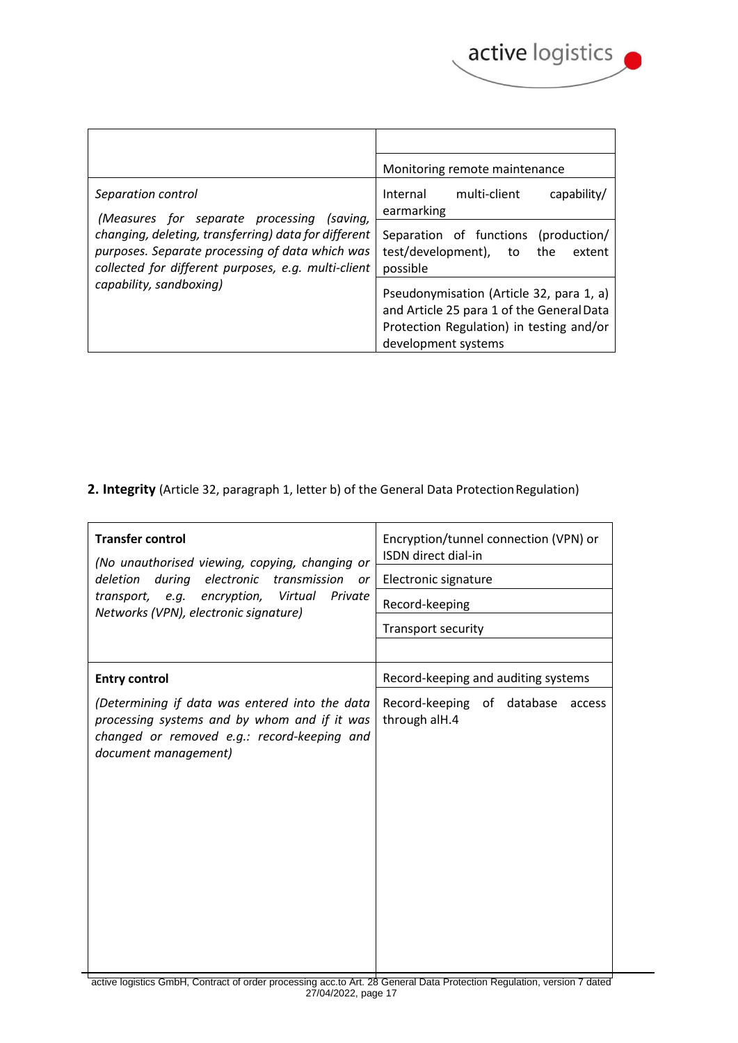| | |
|---|---|
| | |
| | Monitoring remote maintenance |
| *Separation control*<br><br>*(Measures for separate processing (saving, changing, deleting, transferring) data for different purposes. Separate processing of data which was collected for different purposes, e.g. multi-client capability, sandboxing)* | Internal multi-client capability/ earmarking |
| | Separation of functions (production/ test/development), to the extent possible |
| | Pseudonymisation (Article 32, para 1, a) and Article 25 para 1 of the General Data Protection Regulation) in testing and/or development systems |

**2. Integrity** (Article 32, paragraph 1, letter b) of the General Data Protection Regulation)

| | |
|---|---|
| **Transfer control**<br><br>*(No unauthorised viewing, copying, changing or deletion during electronic transmission or transport, e.g. encryption, Virtual Private Networks (VPN), electronic signature)* | Encryption/tunnel connection (VPN) or ISDN direct dial-in |
| | Electronic signature |
| | Record-keeping |
| | Transport security |
| | |
| **Entry control**<br><br>*(Determining if data was entered into the data processing systems and by whom and if it was changed or removed e.g.: record-keeping and document management)* | Record-keeping and auditing systems |
| | Record-keeping of database access through alH.4 |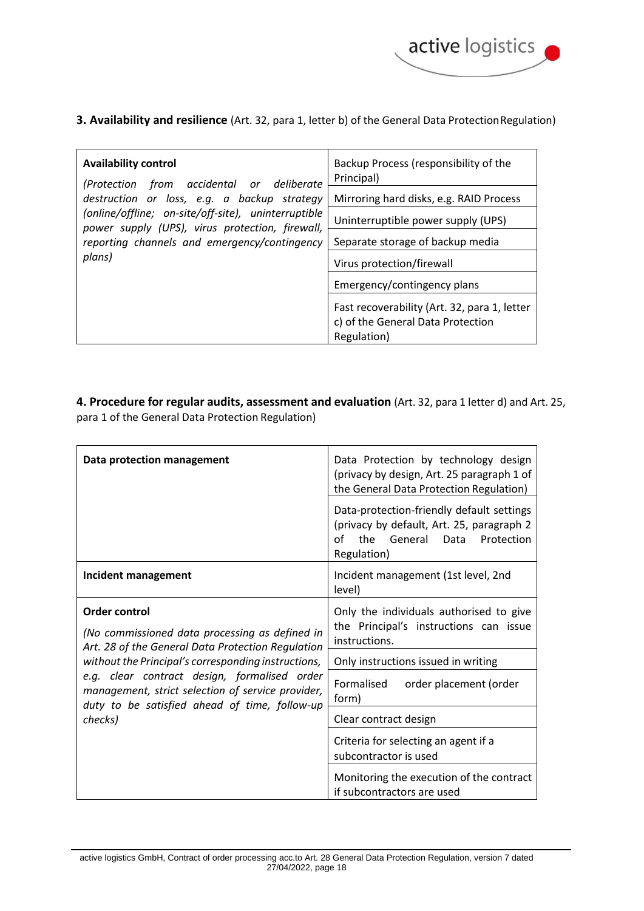**3. Availability and resilience** (Art. 32, para 1, letter b) of the General Data Protection Regulation)

| | |
|---|---|
| **Availability control**<br>*(Protection from accidental or deliberate destruction or loss, e.g. a backup strategy (online/offline; on-site/off-site), uninterruptible power supply (UPS), virus protection, firewall, reporting channels and emergency/contingency plans)* | Backup Process (responsibility of the Principal) |
| | Mirroring hard disks, e.g. RAID Process |
| | Uninterruptible power supply (UPS) |
| | Separate storage of backup media |
| | Virus protection/firewall |
| | Emergency/contingency plans |
| | Fast recoverability (Art. 32, para 1, letter c) of the General Data Protection Regulation) |

**4. Procedure for regular audits, assessment and evaluation** (Art. 32, para 1 letter d) and Art. 25, para 1 of the General Data Protection Regulation)

| | |
|---|---|
| **Data protection management** | Data Protection by technology design (privacy by design, Art. 25 paragraph 1 of the General Data Protection Regulation) |
| | Data-protection-friendly default settings (privacy by default, Art. 25, paragraph 2 of the General Data Protection Regulation) |
| **Incident management** | Incident management (1st level, 2nd level) |
| **Order control**<br>*(No commissioned data processing as defined in Art. 28 of the General Data Protection Regulation without the Principal's corresponding instructions, e.g. clear contract design, formalised order management, strict selection of service provider, duty to be satisfied ahead of time, follow-up checks)* | Only the individuals authorised to give the Principal's instructions can issue instructions. |
| | Only instructions issued in writing |
| | Formalised order placement (order form) |
| | Clear contract design |
| | Criteria for selecting an agent if a subcontractor is used |
| | Monitoring the execution of the contract if subcontractors are used |